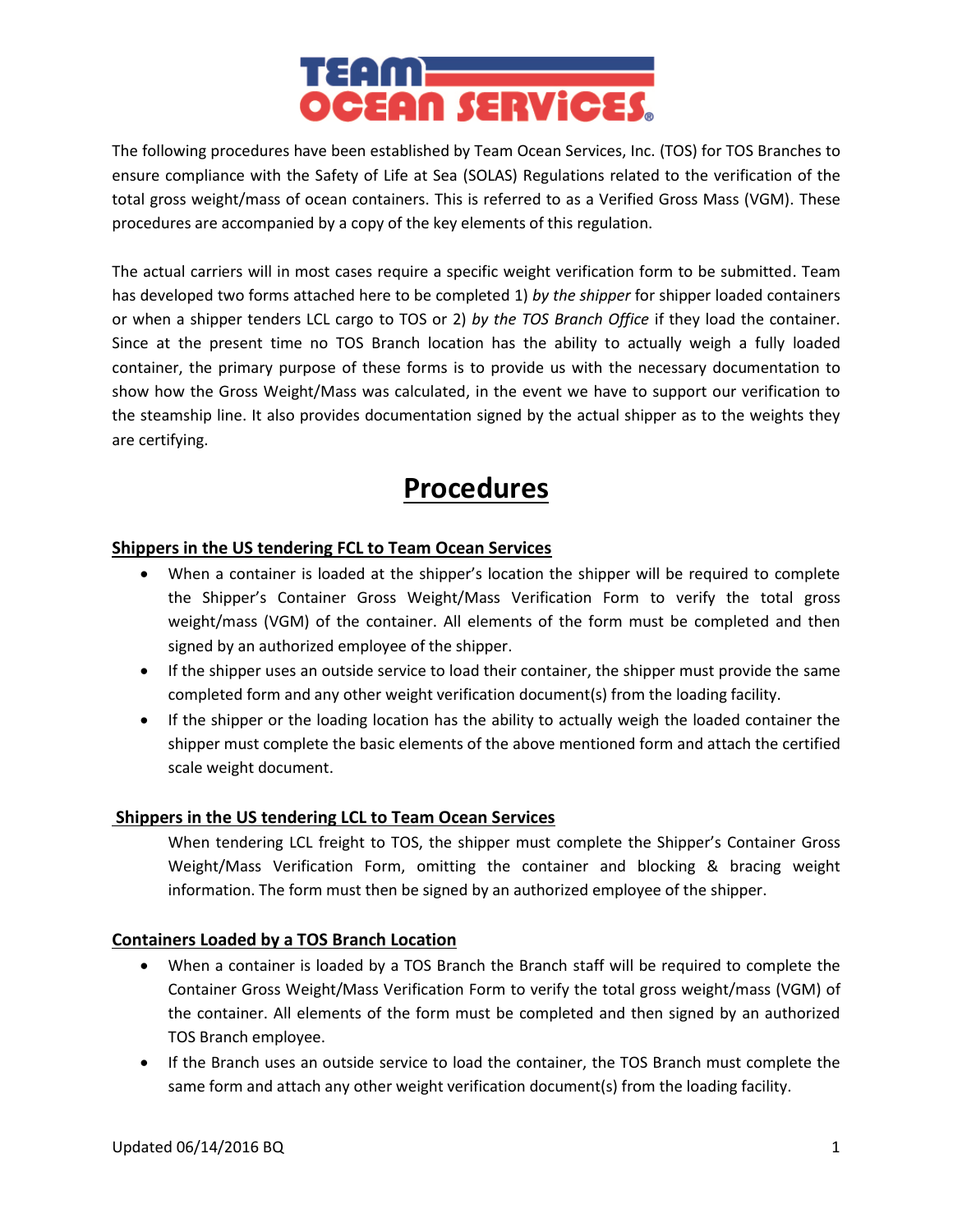# TEAM OCEAN SERVICES

The following procedures have been established by Team Ocean Services, Inc. (TOS) for TOS Branches to ensure compliance with the Safety of Life at Sea (SOLAS) Regulations related to the verification of the total gross weight/mass of ocean containers. This is referred to as a Verified Gross Mass (VGM). These procedures are accompanied by a copy of the key elements of this regulation.

The actual carriers will in most cases require a specific weight verification form to be submitted. Team has developed two forms attached here to be completed 1) *by the shipper* for shipper loaded containers or when a shipper tenders LCL cargo to TOS or 2) *by the TOS Branch Office* if they load the container. Since at the present time no TOS Branch location has the ability to actually weigh a fully loaded container, the primary purpose of these forms is to provide us with the necessary documentation to show how the Gross Weight/Mass was calculated, in the event we have to support our verification to the steamship line. It also provides documentation signed by the actual shipper as to the weights they are certifying.

## Procedures

### Shippers in the US tendering FCL to Team Ocean Services

- When a container is loaded at the shipper's location the shipper will be required to complete the Shipper's Container Gross Weight/Mass Verification Form to verify the total gross weight/mass (VGM) of the container. All elements of the form must be completed and then signed by an authorized employee of the shipper.
- If the shipper uses an outside service to load their container, the shipper must provide the same completed form and any other weight verification document(s) from the loading facility.
- If the shipper or the loading location has the ability to actually weigh the loaded container the shipper must complete the basic elements of the above mentioned form and attach the certified scale weight document.

### Shippers in the US tendering LCL to Team Ocean Services

When tendering LCL freight to TOS, the shipper must complete the Shipper's Container Gross Weight/Mass Verification Form, omitting the container and blocking & bracing weight information. The form must then be signed by an authorized employee of the shipper.

### Containers Loaded by a TOS Branch Location

- When a container is loaded by a TOS Branch the Branch staff will be required to complete the Container Gross Weight/Mass Verification Form to verify the total gross weight/mass (VGM) of the container. All elements of the form must be completed and then signed by an authorized TOS Branch employee.
- If the Branch uses an outside service to load the container, the TOS Branch must complete the same form and attach any other weight verification document(s) from the loading facility.

Updated 06/14/2016 BQ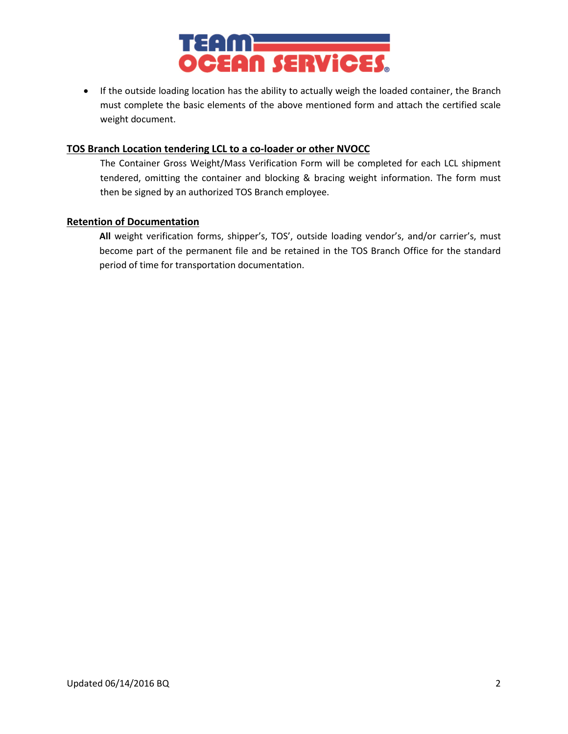- If the outside loading location has the ability to actually weigh the loaded container, the Branch must complete the basic elements of the above mentioned form and attach the certified scale weight document.

## TOS Branch Location tendering LCL to a co-loader or other NVOCC

The Container Gross Weight/Mass Verification Form will be completed for each LCL shipment tendered, omitting the container and blocking & bracing weight information. The form must then be signed by an authorized TOS Branch employee.

## Retention of Documentation

**All** weight verification forms, shipper's, TOS', outside loading vendor's, and/or carrier's, must become part of the permanent file and be retained in the TOS Branch Office for the standard period of time for transportation documentation.